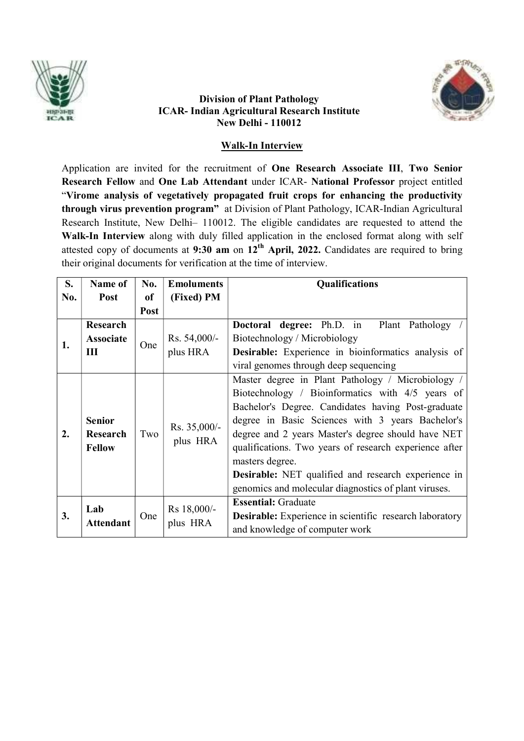**Division of Plant Pathology**
**ICAR- Indian Agricultural Research Institute**
**New Delhi - 110012**

## Walk-In Interview

Application are invited for the recruitment of **One Research Associate III**, **Two Senior Research Fellow** and **One Lab Attendant** under ICAR- **National Professor** project entitled "**Virome analysis of vegetatively propagated fruit crops for enhancing the productivity through virus prevention program**" at Division of Plant Pathology, ICAR-Indian Agricultural Research Institute, New Delhi– 110012. The eligible candidates are requested to attend the **Walk-In Interview** along with duly filled application in the enclosed format along with self attested copy of documents at **9:30 am** on **12th April, 2022.** Candidates are required to bring their original documents for verification at the time of interview.

| S. No. | Name of Post | No. of Post | Emoluments (Fixed) PM | Qualifications |
|---|---|---|---|---|
| 1. | **Research Associate III** | One | Rs. 54,000/- plus HRA | **Doctoral degree:** Ph.D. in Plant Pathology / Biotechnology / Microbiology<br>**Desirable:** Experience in bioinformatics analysis of viral genomes through deep sequencing |
| 2. | **Senior Research Fellow** | Two | Rs. 35,000/- plus HRA | Master degree in Plant Pathology / Microbiology / Biotechnology / Bioinformatics with 4/5 years of Bachelor's Degree. Candidates having Post-graduate degree in Basic Sciences with 3 years Bachelor's degree and 2 years Master's degree should have NET qualifications. Two years of research experience after masters degree.<br>**Desirable:** NET qualified and research experience in genomics and molecular diagnostics of plant viruses. |
| 3. | **Lab Attendant** | One | Rs 18,000/- plus HRA | **Essential:** Graduate<br>**Desirable:** Experience in scientific research laboratory and knowledge of computer work |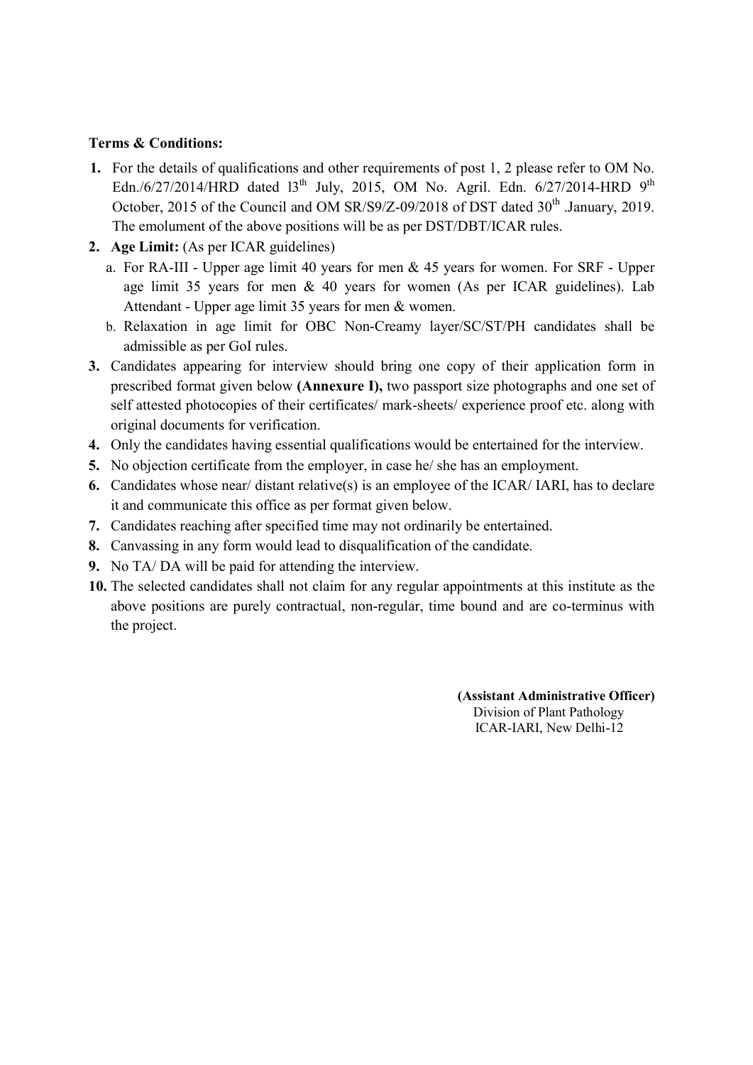**Terms & Conditions:**

1. For the details of qualifications and other requirements of post 1, 2 please refer to OM No. Edn./6/27/2014/HRD dated l3th July, 2015, OM No. Agril. Edn. 6/27/2014-HRD 9th October, 2015 of the Council and OM SR/S9/Z-09/2018 of DST dated 30th .January, 2019. The emolument of the above positions will be as per DST/DBT/ICAR rules.
2. **Age Limit:** (As per ICAR guidelines)
   a. For RA-III - Upper age limit 40 years for men & 45 years for women. For SRF - Upper age limit 35 years for men & 40 years for women (As per ICAR guidelines). Lab Attendant - Upper age limit 35 years for men & women.
   b. Relaxation in age limit for OBC Non-Creamy layer/SC/ST/PH candidates shall be admissible as per GoI rules.
3. Candidates appearing for interview should bring one copy of their application form in prescribed format given below **(Annexure I),** two passport size photographs and one set of self attested photocopies of their certificates/ mark-sheets/ experience proof etc. along with original documents for verification.
4. Only the candidates having essential qualifications would be entertained for the interview.
5. No objection certificate from the employer, in case he/ she has an employment.
6. Candidates whose near/ distant relative(s) is an employee of the ICAR/ IARI, has to declare it and communicate this office as per format given below.
7. Candidates reaching after specified time may not ordinarily be entertained.
8. Canvassing in any form would lead to disqualification of the candidate.
9. No TA/ DA will be paid for attending the interview.
10. The selected candidates shall not claim for any regular appointments at this institute as the above positions are purely contractual, non-regular, time bound and are co-terminus with the project.

**(Assistant Administrative Officer)**
Division of Plant Pathology
ICAR-IARI, New Delhi-12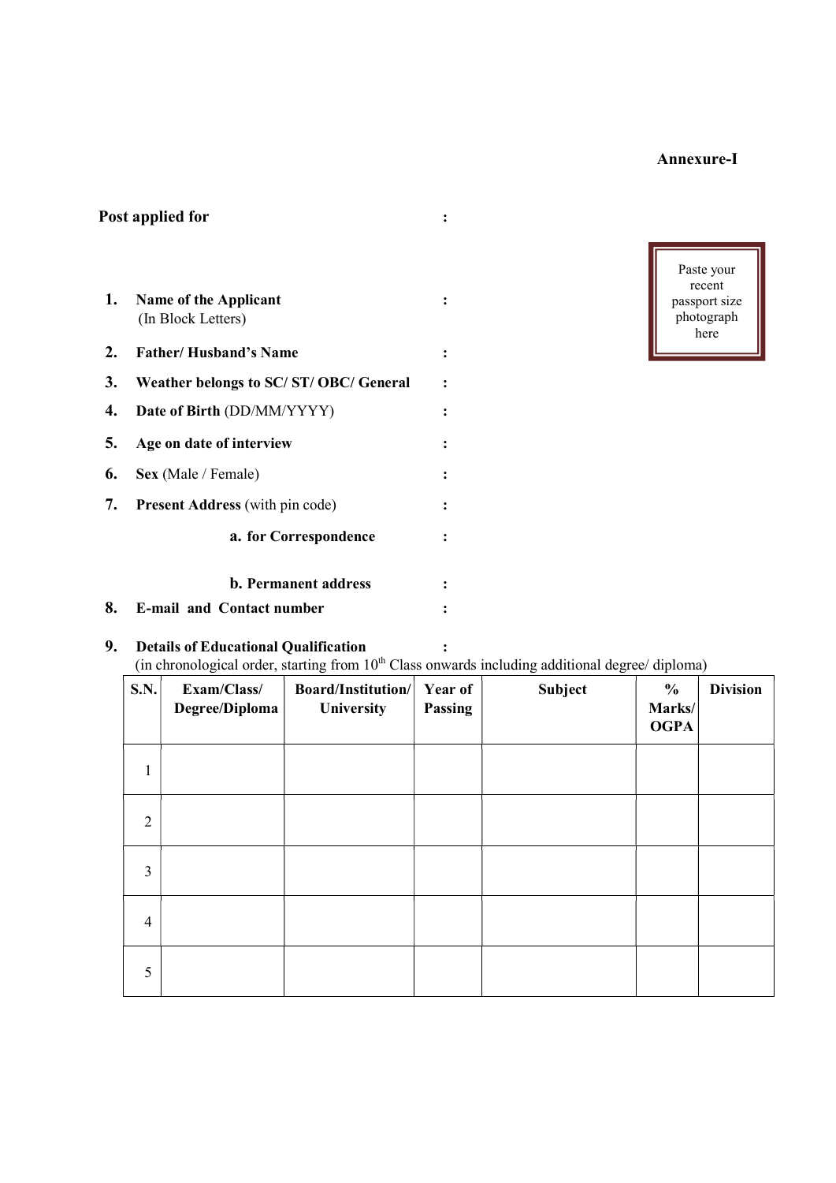**Annexure-I**

**Post applied for** :

Paste your recent passport size photograph here

1. **Name of the Applicant** :
   (In Block Letters)
2. **Father/ Husband's Name** :
3. **Weather belongs to SC/ ST/ OBC/ General** :
4. **Date of Birth** (DD/MM/YYYY) :
5. **Age on date of interview** :
6. **Sex** (Male / Female) :
7. **Present Address** (with pin code) :
   - **a. for Correspondence** :
   - **b. Permanent address** :
8. **E-mail and Contact number** :
9. **Details of Educational Qualification** :
   (in chronological order, starting from 10th Class onwards including additional degree/ diploma)

| S.N. | Exam/Class/ Degree/Diploma | Board/Institution/ University | Year of Passing | Subject | % Marks/ OGPA | Division |
|---|---|---|---|---|---|---|
| 1 | | | | | | |
| 2 | | | | | | |
| 3 | | | | | | |
| 4 | | | | | | |
| 5 | | | | | | |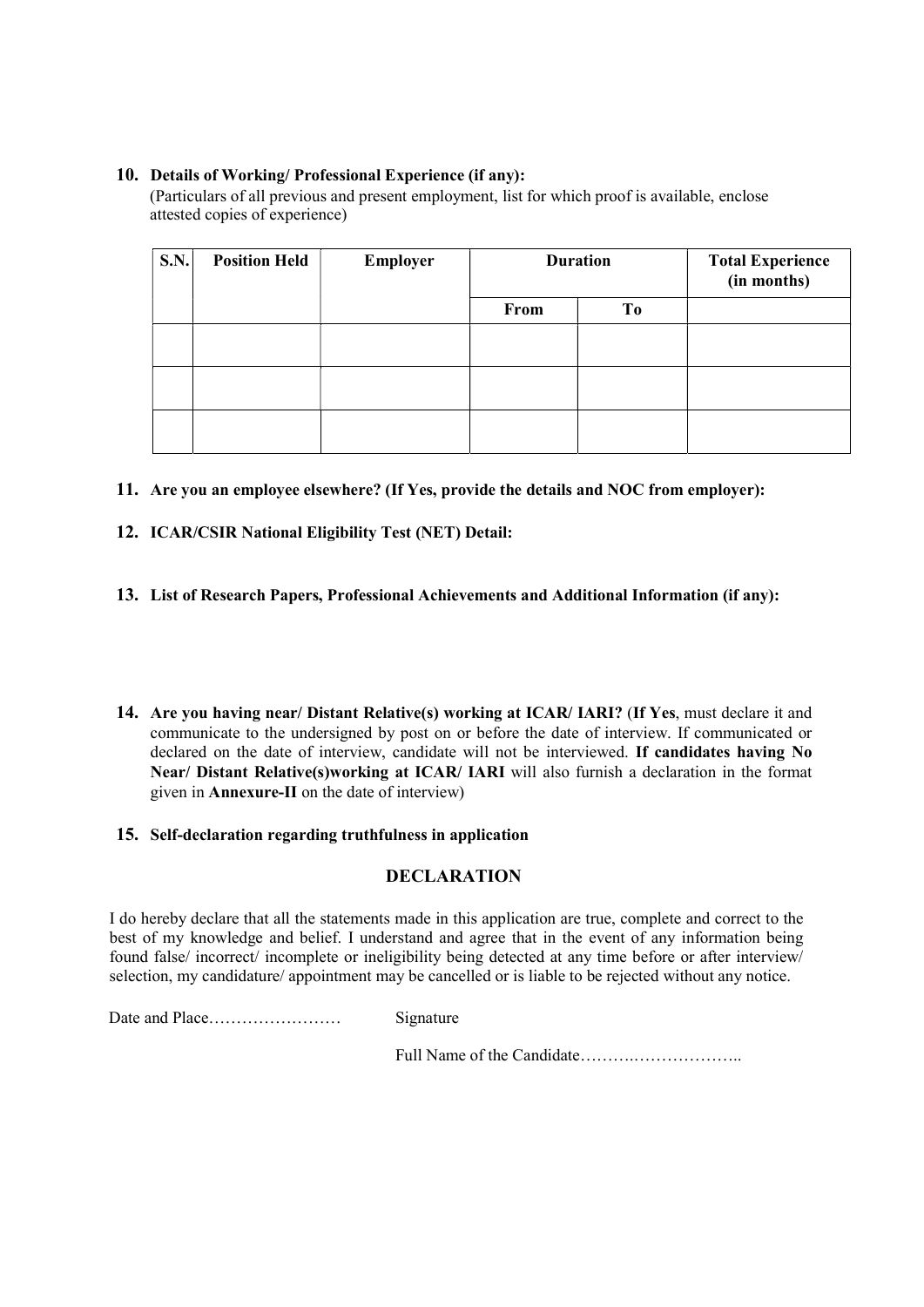**10. Details of Working/ Professional Experience (if any):**

(Particulars of all previous and present employment, list for which proof is available, enclose attested copies of experience)

| S.N. | Position Held | Employer | Duration | | Total Experience (in months) |
|---|---|---|---|---|---|
| | | | From | To | |
| | | | | | |
| | | | | | |
| | | | | | |

**11. Are you an employee elsewhere? (If Yes, provide the details and NOC from employer):**

**12. ICAR/CSIR National Eligibility Test (NET) Detail:**

**13. List of Research Papers, Professional Achievements and Additional Information (if any):**

**14. Are you having near/ Distant Relative(s) working at ICAR/ IARI?** (**If Yes**, must declare it and communicate to the undersigned by post on or before the date of interview. If communicated or declared on the date of interview, candidate will not be interviewed. **If candidates having No Near/ Distant Relative(s)working at ICAR/ IARI** will also furnish a declaration in the format given in **Annexure-II** on the date of interview)

**15. Self-declaration regarding truthfulness in application**

## DECLARATION

I do hereby declare that all the statements made in this application are true, complete and correct to the best of my knowledge and belief. I understand and agree that in the event of any information being found false/ incorrect/ incomplete or ineligibility being detected at any time before or after interview/ selection, my candidature/ appointment may be cancelled or is liable to be rejected without any notice.

Date and Place…………………… Signature

Full Name of the Candidate……….………………..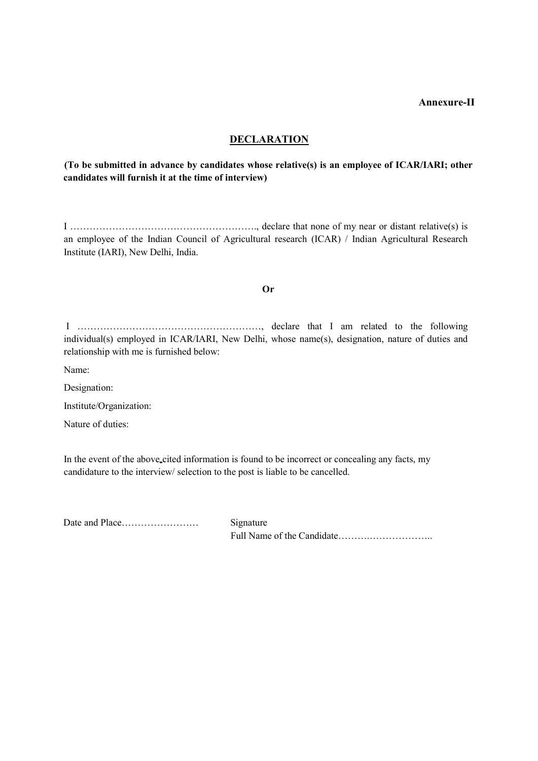**Annexure-II**

## DECLARATION

**(To be submitted in advance by candidates whose relative(s) is an employee of ICAR/IARI; other candidates will furnish it at the time of interview)**

I ………………………………………………….., declare that none of my near or distant relative(s) is an employee of the Indian Council of Agricultural research (ICAR) / Indian Agricultural Research Institute (IARI), New Delhi, India.

**Or**

I …………………………………………………, declare that I am related to the following individual(s) employed in ICAR/IARI, New Delhi, whose name(s), designation, nature of duties and relationship with me is furnished below:

Name:

Designation:

Institute/Organization:

Nature of duties:

In the event of the above cited information is found to be incorrect or concealing any facts, my candidature to the interview/ selection to the post is liable to be cancelled.

Date and Place……………………

Signature

Full Name of the Candidate……….………………..